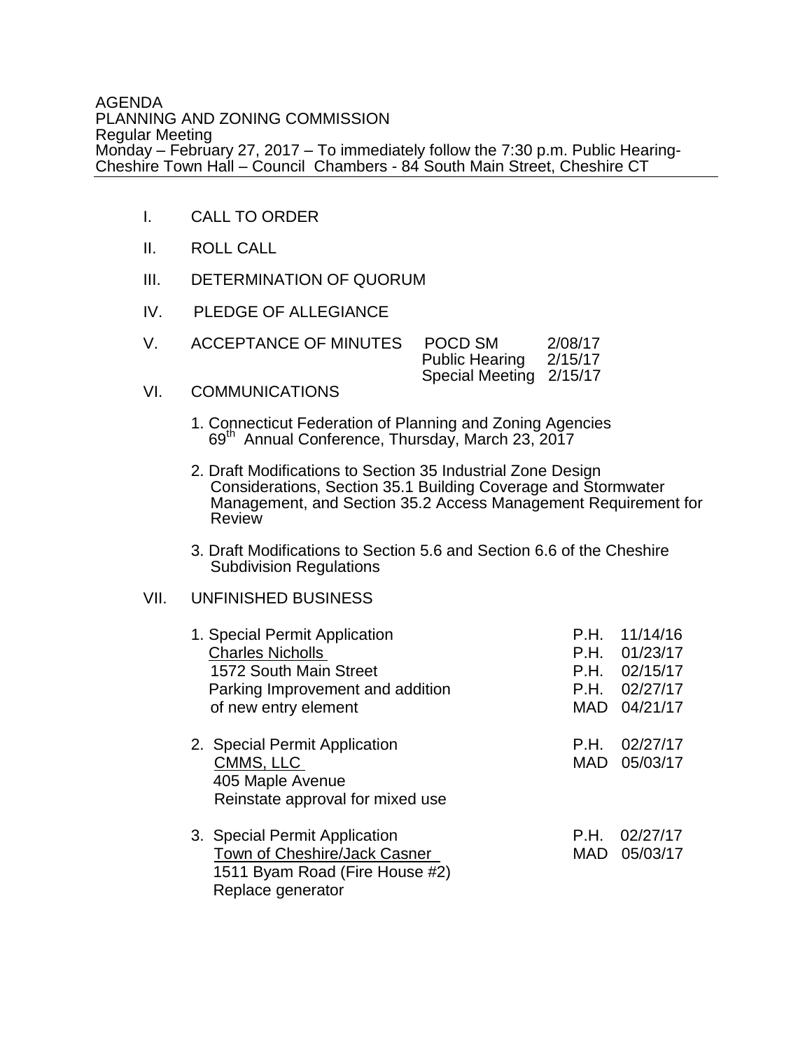AGENDA
PLANNING AND ZONING COMMISSION
Regular Meeting
Monday – February 27, 2017 – To immediately follow the 7:30 p.m. Public Hearing-
Cheshire Town Hall – Council Chambers - 84 South Main Street, Cheshire CT

---

I. CALL TO ORDER

II. ROLL CALL

III. DETERMINATION OF QUORUM

IV. PLEDGE OF ALLEGIANCE

V. ACCEPTANCE OF MINUTES

| | |
|---|---|
| POCD SM | 2/08/17 |
| Public Hearing | 2/15/17 |
| Special Meeting | 2/15/17 |

VI. COMMUNICATIONS

1. Connecticut Federation of Planning and Zoning Agencies 69th Annual Conference, Thursday, March 23, 2017

2. Draft Modifications to Section 35 Industrial Zone Design Considerations, Section 35.1 Building Coverage and Stormwater Management, and Section 35.2 Access Management Requirement for Review

3. Draft Modifications to Section 5.6 and Section 6.6 of the Cheshire Subdivision Regulations

VII. UNFINISHED BUSINESS

1. Special Permit Application
   Charles Nicholls
   1572 South Main Street
   Parking Improvement and addition of new entry element

   P.H. 11/14/16
   P.H. 01/23/17
   P.H. 02/15/17
   P.H. 02/27/17
   MAD 04/21/17

2. Special Permit Application
   CMMS, LLC
   405 Maple Avenue
   Reinstate approval for mixed use

   P.H. 02/27/17
   MAD 05/03/17

3. Special Permit Application
   Town of Cheshire/Jack Casner
   1511 Byam Road (Fire House #2)
   Replace generator

   P.H. 02/27/17
   MAD 05/03/17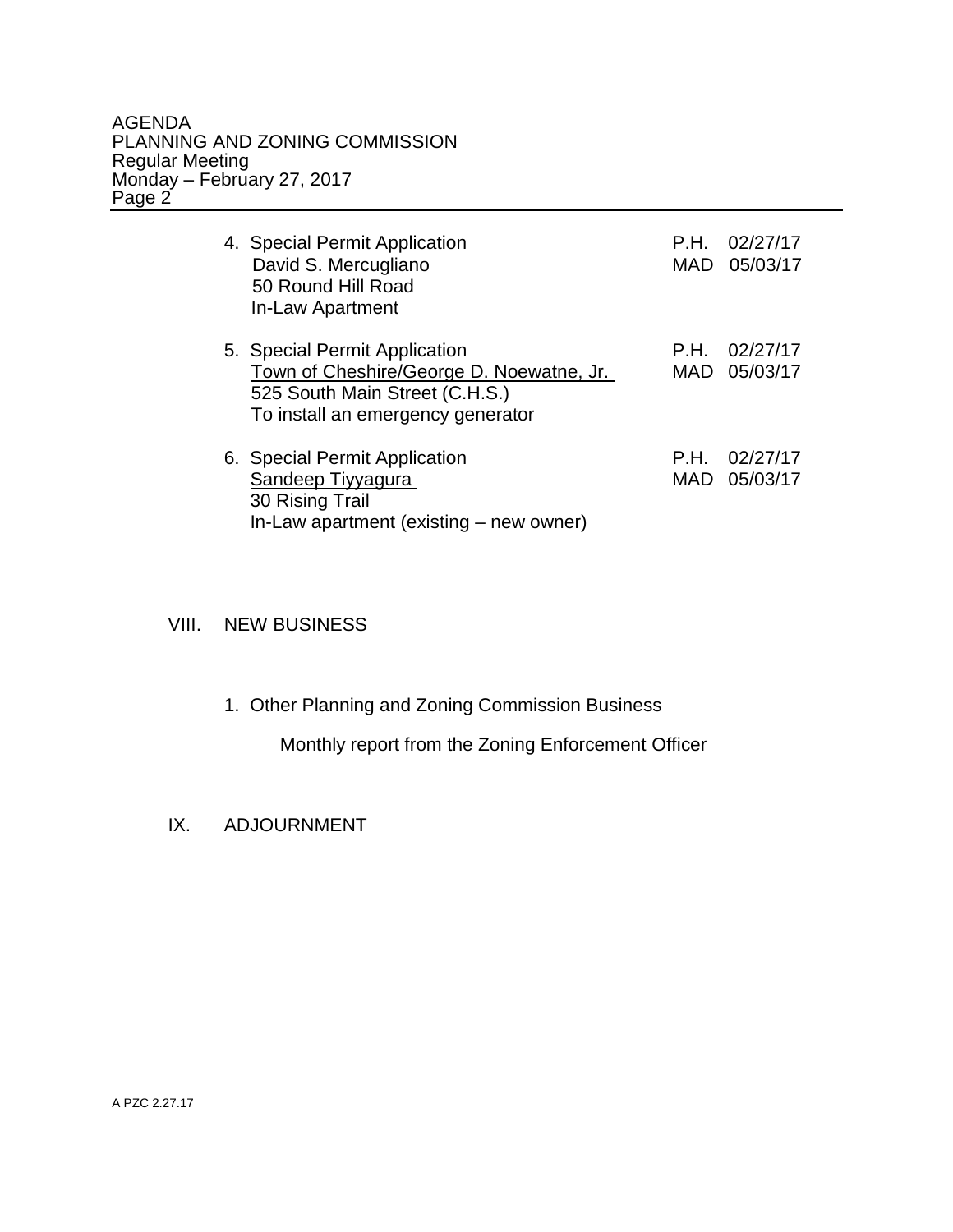4. Special Permit Application P.H. 02/27/17
   David S. Mercugliano MAD 05/03/17
   50 Round Hill Road
   In-Law Apartment

5. Special Permit Application P.H. 02/27/17
   Town of Cheshire/George D. Noewatne, Jr. MAD 05/03/17
   525 South Main Street (C.H.S.)
   To install an emergency generator

6. Special Permit Application P.H. 02/27/17
   Sandeep Tiyyagura MAD 05/03/17
   30 Rising Trail
   In-Law apartment (existing – new owner)

## VIII. NEW BUSINESS

1. Other Planning and Zoning Commission Business

   Monthly report from the Zoning Enforcement Officer

## IX. ADJOURNMENT